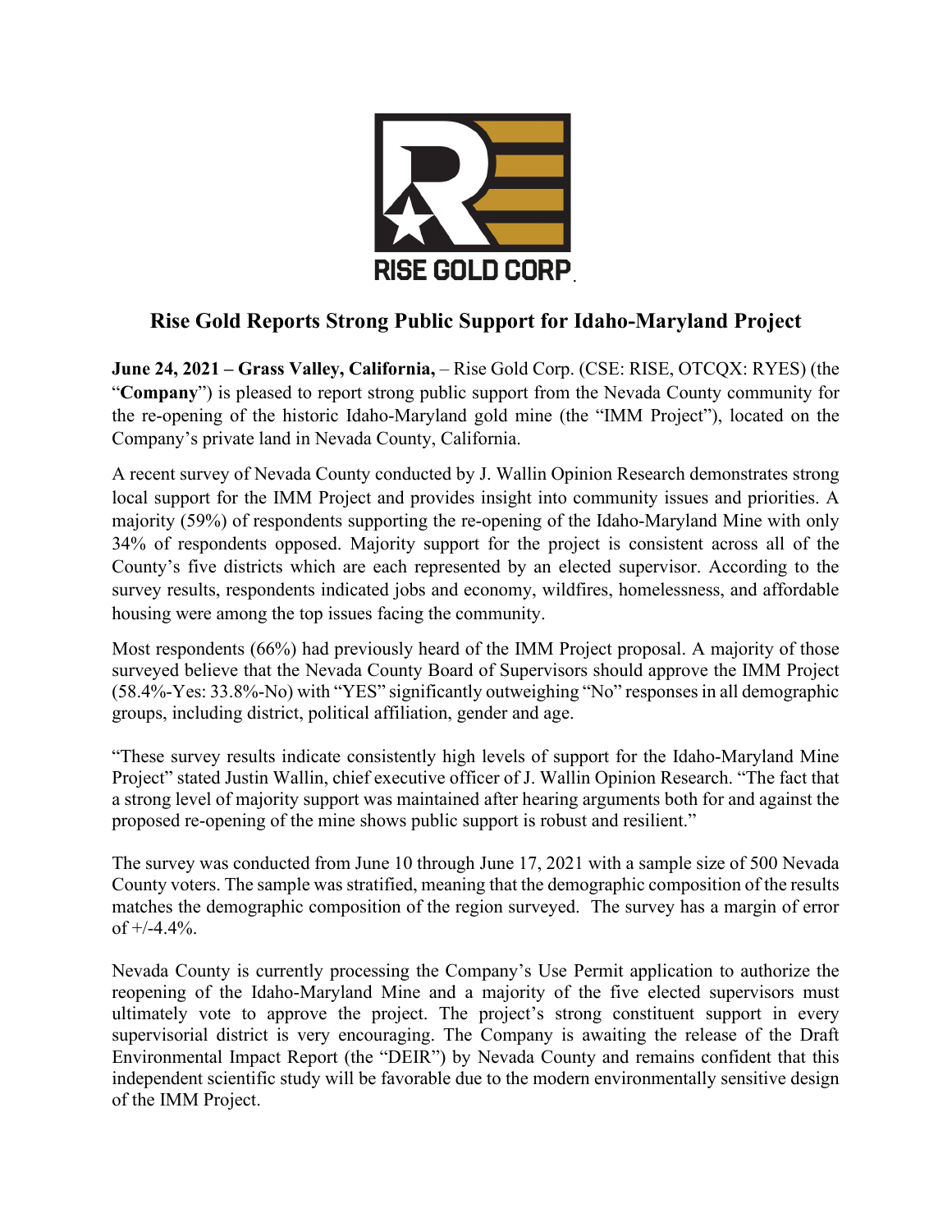# Rise Gold Reports Strong Public Support for Idaho-Maryland Project

**June 24, 2021 – Grass Valley, California,** – Rise Gold Corp. (CSE: RISE, OTCQX: RYES) (the "**Company**") is pleased to report strong public support from the Nevada County community for the re-opening of the historic Idaho-Maryland gold mine (the "IMM Project"), located on the Company's private land in Nevada County, California.

A recent survey of Nevada County conducted by J. Wallin Opinion Research demonstrates strong local support for the IMM Project and provides insight into community issues and priorities. A majority (59%) of respondents supporting the re-opening of the Idaho-Maryland Mine with only 34% of respondents opposed. Majority support for the project is consistent across all of the County's five districts which are each represented by an elected supervisor. According to the survey results, respondents indicated jobs and economy, wildfires, homelessness, and affordable housing were among the top issues facing the community.

Most respondents (66%) had previously heard of the IMM Project proposal. A majority of those surveyed believe that the Nevada County Board of Supervisors should approve the IMM Project (58.4%-Yes: 33.8%-No) with "YES" significantly outweighing "No" responses in all demographic groups, including district, political affiliation, gender and age.

"These survey results indicate consistently high levels of support for the Idaho-Maryland Mine Project" stated Justin Wallin, chief executive officer of J. Wallin Opinion Research. "The fact that a strong level of majority support was maintained after hearing arguments both for and against the proposed re-opening of the mine shows public support is robust and resilient."

The survey was conducted from June 10 through June 17, 2021 with a sample size of 500 Nevada County voters. The sample was stratified, meaning that the demographic composition of the results matches the demographic composition of the region surveyed. The survey has a margin of error of +/-4.4%.

Nevada County is currently processing the Company's Use Permit application to authorize the reopening of the Idaho-Maryland Mine and a majority of the five elected supervisors must ultimately vote to approve the project. The project's strong constituent support in every supervisorial district is very encouraging. The Company is awaiting the release of the Draft Environmental Impact Report (the "DEIR") by Nevada County and remains confident that this independent scientific study will be favorable due to the modern environmentally sensitive design of the IMM Project.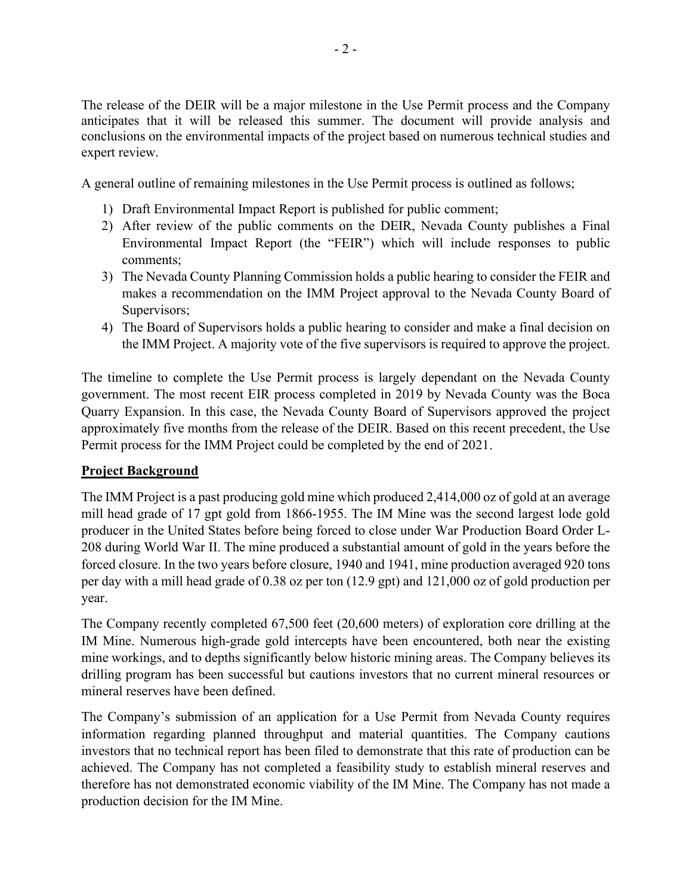The release of the DEIR will be a major milestone in the Use Permit process and the Company anticipates that it will be released this summer. The document will provide analysis and conclusions on the environmental impacts of the project based on numerous technical studies and expert review.

A general outline of remaining milestones in the Use Permit process is outlined as follows;

1) Draft Environmental Impact Report is published for public comment;
2) After review of the public comments on the DEIR, Nevada County publishes a Final Environmental Impact Report (the "FEIR") which will include responses to public comments;
3) The Nevada County Planning Commission holds a public hearing to consider the FEIR and makes a recommendation on the IMM Project approval to the Nevada County Board of Supervisors;
4) The Board of Supervisors holds a public hearing to consider and make a final decision on the IMM Project. A majority vote of the five supervisors is required to approve the project.

The timeline to complete the Use Permit process is largely dependant on the Nevada County government. The most recent EIR process completed in 2019 by Nevada County was the Boca Quarry Expansion. In this case, the Nevada County Board of Supervisors approved the project approximately five months from the release of the DEIR. Based on this recent precedent, the Use Permit process for the IMM Project could be completed by the end of 2021.

## **Project Background**

The IMM Project is a past producing gold mine which produced 2,414,000 oz of gold at an average mill head grade of 17 gpt gold from 1866-1955. The IM Mine was the second largest lode gold producer in the United States before being forced to close under War Production Board Order L-208 during World War II. The mine produced a substantial amount of gold in the years before the forced closure. In the two years before closure, 1940 and 1941, mine production averaged 920 tons per day with a mill head grade of 0.38 oz per ton (12.9 gpt) and 121,000 oz of gold production per year.

The Company recently completed 67,500 feet (20,600 meters) of exploration core drilling at the IM Mine. Numerous high-grade gold intercepts have been encountered, both near the existing mine workings, and to depths significantly below historic mining areas. The Company believes its drilling program has been successful but cautions investors that no current mineral resources or mineral reserves have been defined.

The Company's submission of an application for a Use Permit from Nevada County requires information regarding planned throughput and material quantities. The Company cautions investors that no technical report has been filed to demonstrate that this rate of production can be achieved. The Company has not completed a feasibility study to establish mineral reserves and therefore has not demonstrated economic viability of the IM Mine. The Company has not made a production decision for the IM Mine.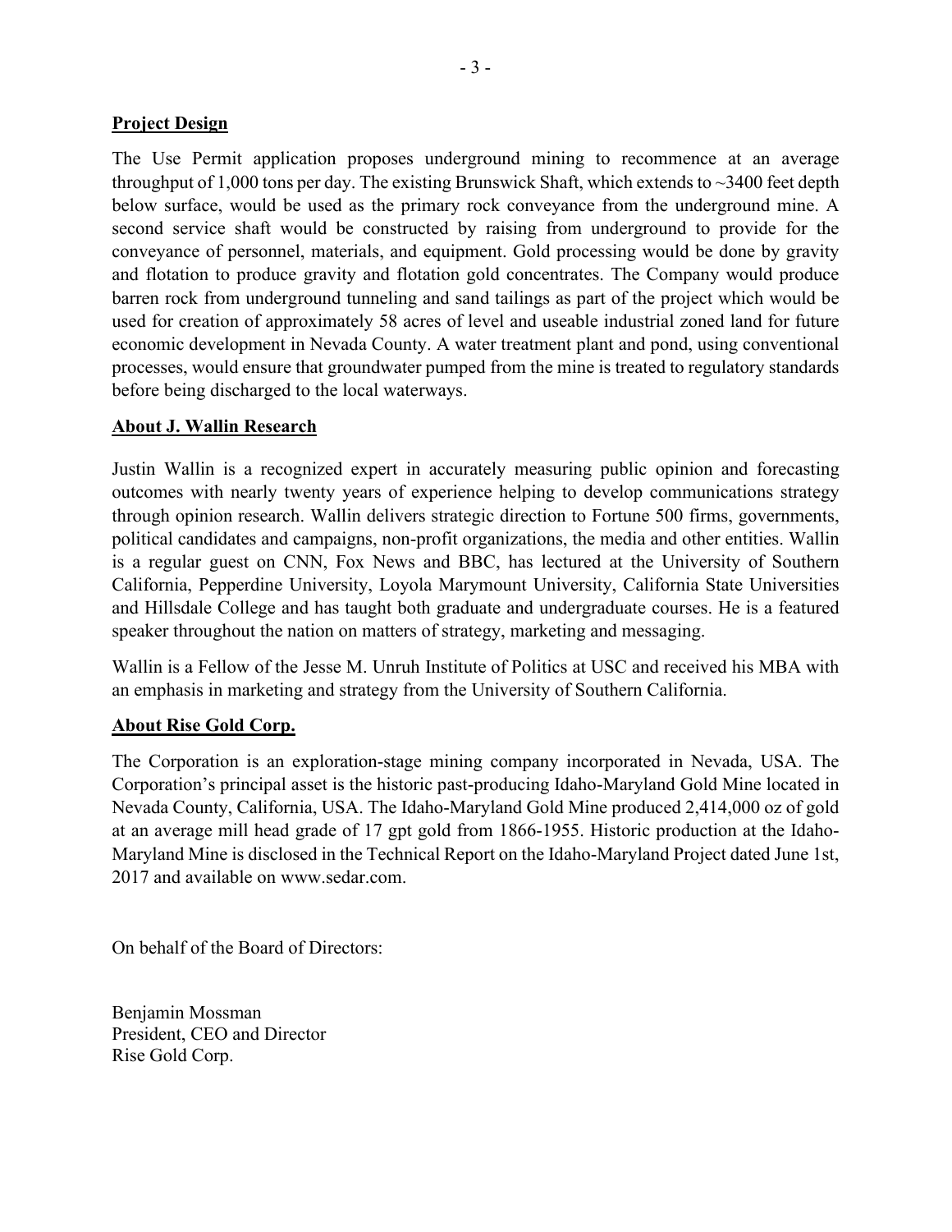**Project Design**

The Use Permit application proposes underground mining to recommence at an average throughput of 1,000 tons per day. The existing Brunswick Shaft, which extends to ~3400 feet depth below surface, would be used as the primary rock conveyance from the underground mine. A second service shaft would be constructed by raising from underground to provide for the conveyance of personnel, materials, and equipment. Gold processing would be done by gravity and flotation to produce gravity and flotation gold concentrates. The Company would produce barren rock from underground tunneling and sand tailings as part of the project which would be used for creation of approximately 58 acres of level and useable industrial zoned land for future economic development in Nevada County. A water treatment plant and pond, using conventional processes, would ensure that groundwater pumped from the mine is treated to regulatory standards before being discharged to the local waterways.

**About J. Wallin Research**

Justin Wallin is a recognized expert in accurately measuring public opinion and forecasting outcomes with nearly twenty years of experience helping to develop communications strategy through opinion research. Wallin delivers strategic direction to Fortune 500 firms, governments, political candidates and campaigns, non-profit organizations, the media and other entities. Wallin is a regular guest on CNN, Fox News and BBC, has lectured at the University of Southern California, Pepperdine University, Loyola Marymount University, California State Universities and Hillsdale College and has taught both graduate and undergraduate courses. He is a featured speaker throughout the nation on matters of strategy, marketing and messaging.

Wallin is a Fellow of the Jesse M. Unruh Institute of Politics at USC and received his MBA with an emphasis in marketing and strategy from the University of Southern California.

**About Rise Gold Corp.**

The Corporation is an exploration-stage mining company incorporated in Nevada, USA. The Corporation's principal asset is the historic past-producing Idaho-Maryland Gold Mine located in Nevada County, California, USA. The Idaho-Maryland Gold Mine produced 2,414,000 oz of gold at an average mill head grade of 17 gpt gold from 1866-1955. Historic production at the Idaho-Maryland Mine is disclosed in the Technical Report on the Idaho-Maryland Project dated June 1st, 2017 and available on www.sedar.com.

On behalf of the Board of Directors:

Benjamin Mossman
President, CEO and Director
Rise Gold Corp.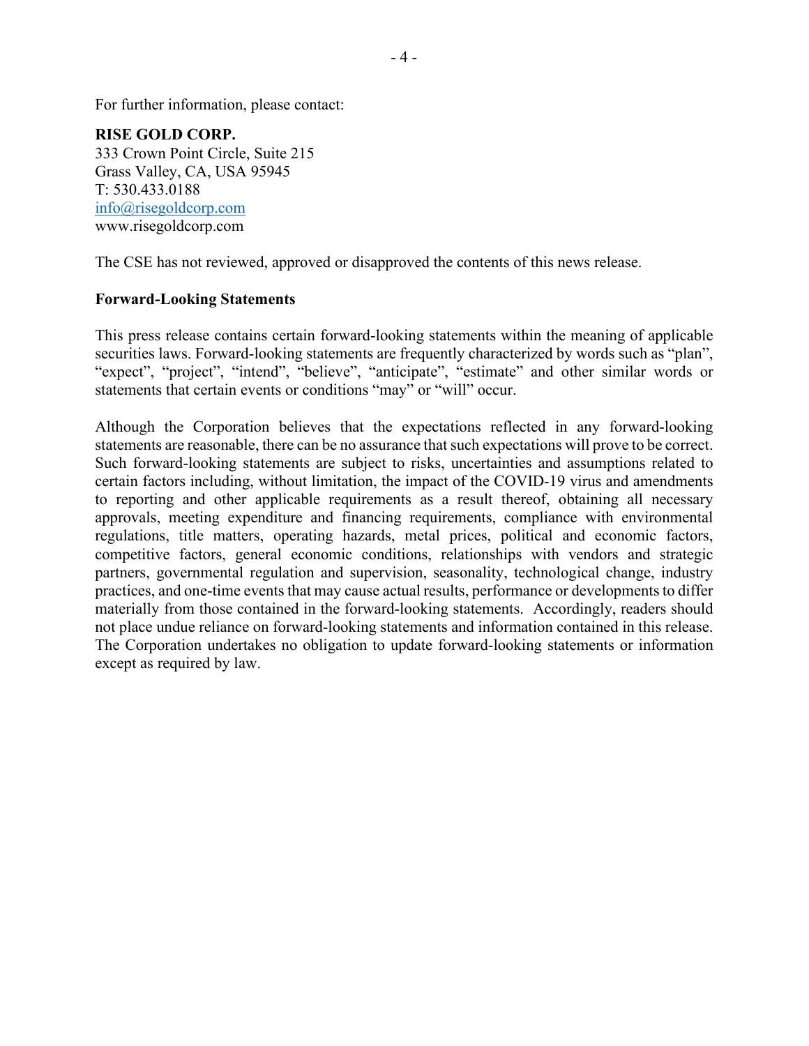For further information, please contact:

**RISE GOLD CORP.**
333 Crown Point Circle, Suite 215
Grass Valley, CA, USA 95945
T: 530.433.0188
info@risegoldcorp.com
www.risegoldcorp.com

The CSE has not reviewed, approved or disapproved the contents of this news release.

**Forward-Looking Statements**

This press release contains certain forward-looking statements within the meaning of applicable securities laws. Forward-looking statements are frequently characterized by words such as "plan", "expect", "project", "intend", "believe", "anticipate", "estimate" and other similar words or statements that certain events or conditions "may" or "will" occur.

Although the Corporation believes that the expectations reflected in any forward-looking statements are reasonable, there can be no assurance that such expectations will prove to be correct. Such forward-looking statements are subject to risks, uncertainties and assumptions related to certain factors including, without limitation, the impact of the COVID-19 virus and amendments to reporting and other applicable requirements as a result thereof, obtaining all necessary approvals, meeting expenditure and financing requirements, compliance with environmental regulations, title matters, operating hazards, metal prices, political and economic factors, competitive factors, general economic conditions, relationships with vendors and strategic partners, governmental regulation and supervision, seasonality, technological change, industry practices, and one-time events that may cause actual results, performance or developments to differ materially from those contained in the forward-looking statements. Accordingly, readers should not place undue reliance on forward-looking statements and information contained in this release. The Corporation undertakes no obligation to update forward-looking statements or information except as required by law.